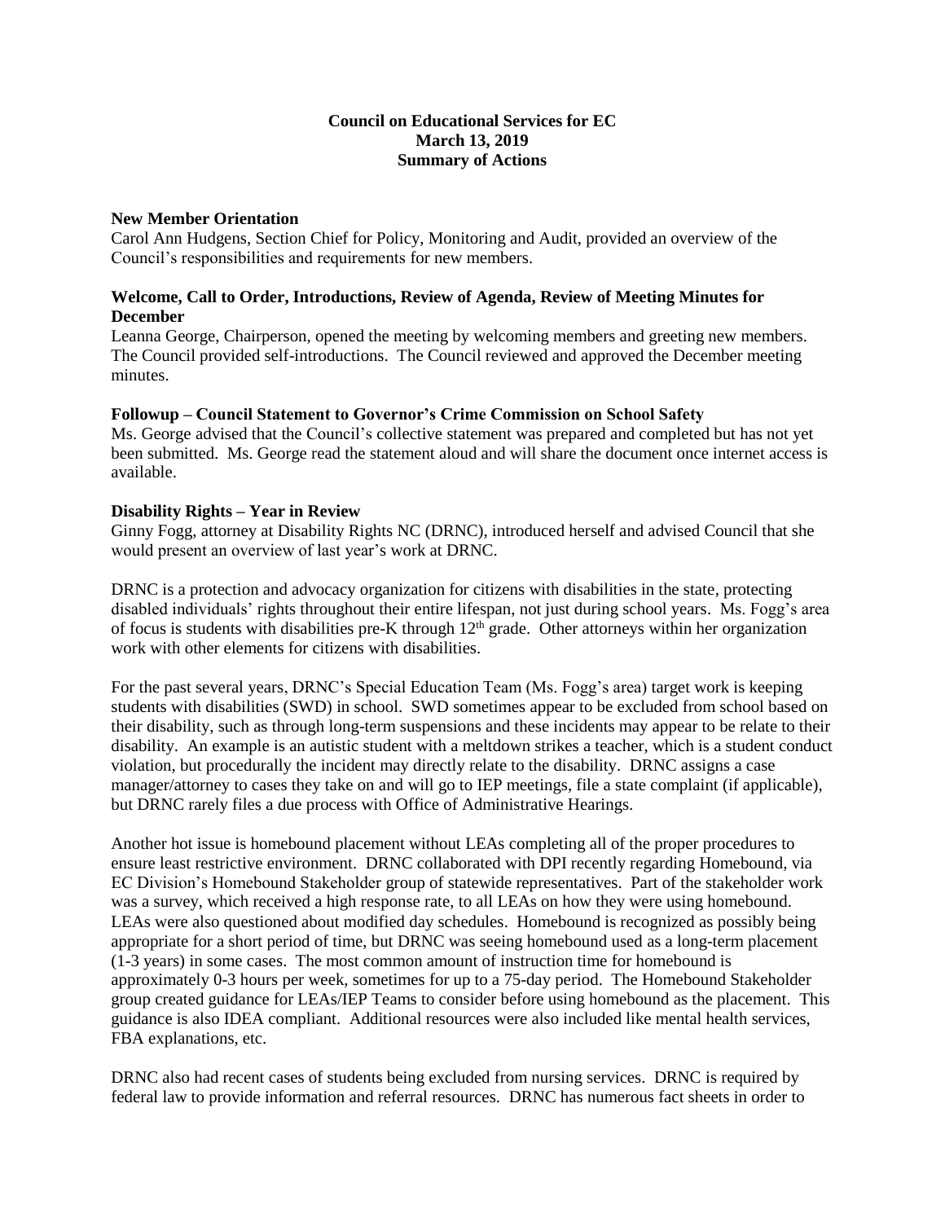**Council on Educational Services for EC**
**March 13, 2019**
**Summary of Actions**

**New Member Orientation**

Carol Ann Hudgens, Section Chief for Policy, Monitoring and Audit, provided an overview of the Council's responsibilities and requirements for new members.

**Welcome, Call to Order, Introductions, Review of Agenda, Review of Meeting Minutes for December**

Leanna George, Chairperson, opened the meeting by welcoming members and greeting new members. The Council provided self-introductions. The Council reviewed and approved the December meeting minutes.

**Followup – Council Statement to Governor's Crime Commission on School Safety**

Ms. George advised that the Council's collective statement was prepared and completed but has not yet been submitted. Ms. George read the statement aloud and will share the document once internet access is available.

**Disability Rights – Year in Review**

Ginny Fogg, attorney at Disability Rights NC (DRNC), introduced herself and advised Council that she would present an overview of last year's work at DRNC.

DRNC is a protection and advocacy organization for citizens with disabilities in the state, protecting disabled individuals' rights throughout their entire lifespan, not just during school years. Ms. Fogg's area of focus is students with disabilities pre-K through 12th grade. Other attorneys within her organization work with other elements for citizens with disabilities.

For the past several years, DRNC's Special Education Team (Ms. Fogg's area) target work is keeping students with disabilities (SWD) in school. SWD sometimes appear to be excluded from school based on their disability, such as through long-term suspensions and these incidents may appear to be relate to their disability. An example is an autistic student with a meltdown strikes a teacher, which is a student conduct violation, but procedurally the incident may directly relate to the disability. DRNC assigns a case manager/attorney to cases they take on and will go to IEP meetings, file a state complaint (if applicable), but DRNC rarely files a due process with Office of Administrative Hearings.

Another hot issue is homebound placement without LEAs completing all of the proper procedures to ensure least restrictive environment. DRNC collaborated with DPI recently regarding Homebound, via EC Division's Homebound Stakeholder group of statewide representatives. Part of the stakeholder work was a survey, which received a high response rate, to all LEAs on how they were using homebound. LEAs were also questioned about modified day schedules. Homebound is recognized as possibly being appropriate for a short period of time, but DRNC was seeing homebound used as a long-term placement (1-3 years) in some cases. The most common amount of instruction time for homebound is approximately 0-3 hours per week, sometimes for up to a 75-day period. The Homebound Stakeholder group created guidance for LEAs/IEP Teams to consider before using homebound as the placement. This guidance is also IDEA compliant. Additional resources were also included like mental health services, FBA explanations, etc.

DRNC also had recent cases of students being excluded from nursing services. DRNC is required by federal law to provide information and referral resources. DRNC has numerous fact sheets in order to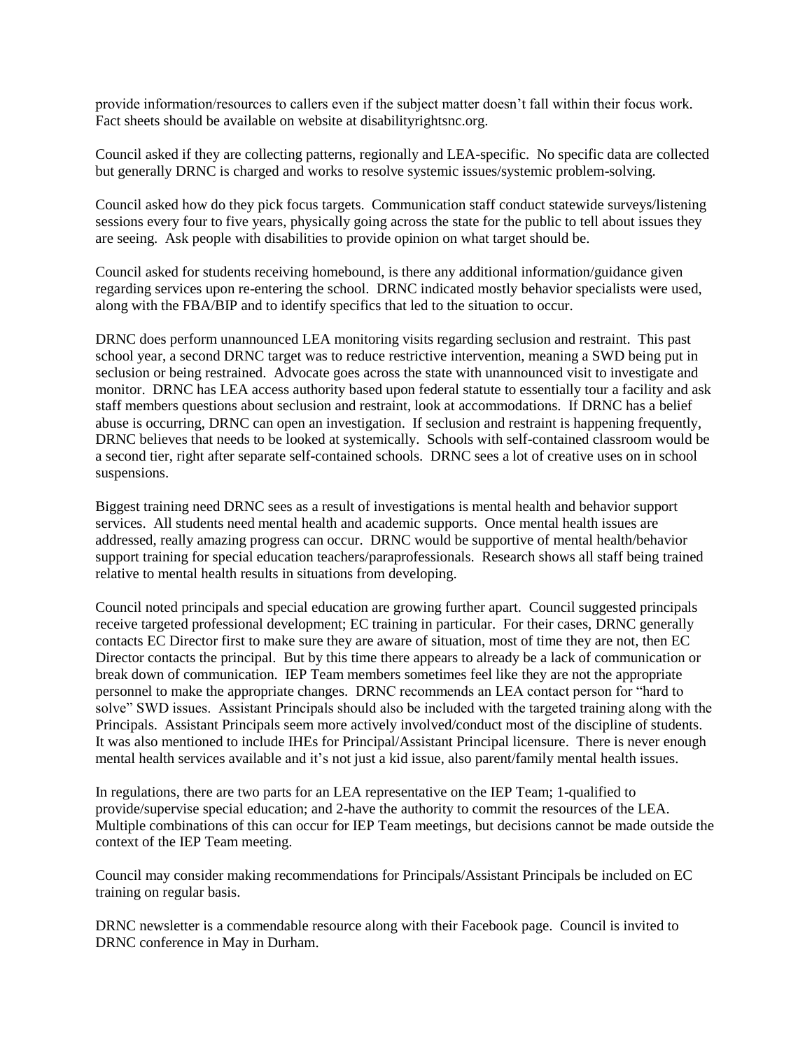provide information/resources to callers even if the subject matter doesn't fall within their focus work. Fact sheets should be available on website at disabilityrightsnc.org.

Council asked if they are collecting patterns, regionally and LEA-specific. No specific data are collected but generally DRNC is charged and works to resolve systemic issues/systemic problem-solving.

Council asked how do they pick focus targets. Communication staff conduct statewide surveys/listening sessions every four to five years, physically going across the state for the public to tell about issues they are seeing. Ask people with disabilities to provide opinion on what target should be.

Council asked for students receiving homebound, is there any additional information/guidance given regarding services upon re-entering the school. DRNC indicated mostly behavior specialists were used, along with the FBA/BIP and to identify specifics that led to the situation to occur.

DRNC does perform unannounced LEA monitoring visits regarding seclusion and restraint. This past school year, a second DRNC target was to reduce restrictive intervention, meaning a SWD being put in seclusion or being restrained. Advocate goes across the state with unannounced visit to investigate and monitor. DRNC has LEA access authority based upon federal statute to essentially tour a facility and ask staff members questions about seclusion and restraint, look at accommodations. If DRNC has a belief abuse is occurring, DRNC can open an investigation. If seclusion and restraint is happening frequently, DRNC believes that needs to be looked at systemically. Schools with self-contained classroom would be a second tier, right after separate self-contained schools. DRNC sees a lot of creative uses on in school suspensions.

Biggest training need DRNC sees as a result of investigations is mental health and behavior support services. All students need mental health and academic supports. Once mental health issues are addressed, really amazing progress can occur. DRNC would be supportive of mental health/behavior support training for special education teachers/paraprofessionals. Research shows all staff being trained relative to mental health results in situations from developing.

Council noted principals and special education are growing further apart. Council suggested principals receive targeted professional development; EC training in particular. For their cases, DRNC generally contacts EC Director first to make sure they are aware of situation, most of time they are not, then EC Director contacts the principal. But by this time there appears to already be a lack of communication or break down of communication. IEP Team members sometimes feel like they are not the appropriate personnel to make the appropriate changes. DRNC recommends an LEA contact person for "hard to solve" SWD issues. Assistant Principals should also be included with the targeted training along with the Principals. Assistant Principals seem more actively involved/conduct most of the discipline of students. It was also mentioned to include IHEs for Principal/Assistant Principal licensure. There is never enough mental health services available and it's not just a kid issue, also parent/family mental health issues.

In regulations, there are two parts for an LEA representative on the IEP Team; 1-qualified to provide/supervise special education; and 2-have the authority to commit the resources of the LEA. Multiple combinations of this can occur for IEP Team meetings, but decisions cannot be made outside the context of the IEP Team meeting.

Council may consider making recommendations for Principals/Assistant Principals be included on EC training on regular basis.

DRNC newsletter is a commendable resource along with their Facebook page. Council is invited to DRNC conference in May in Durham.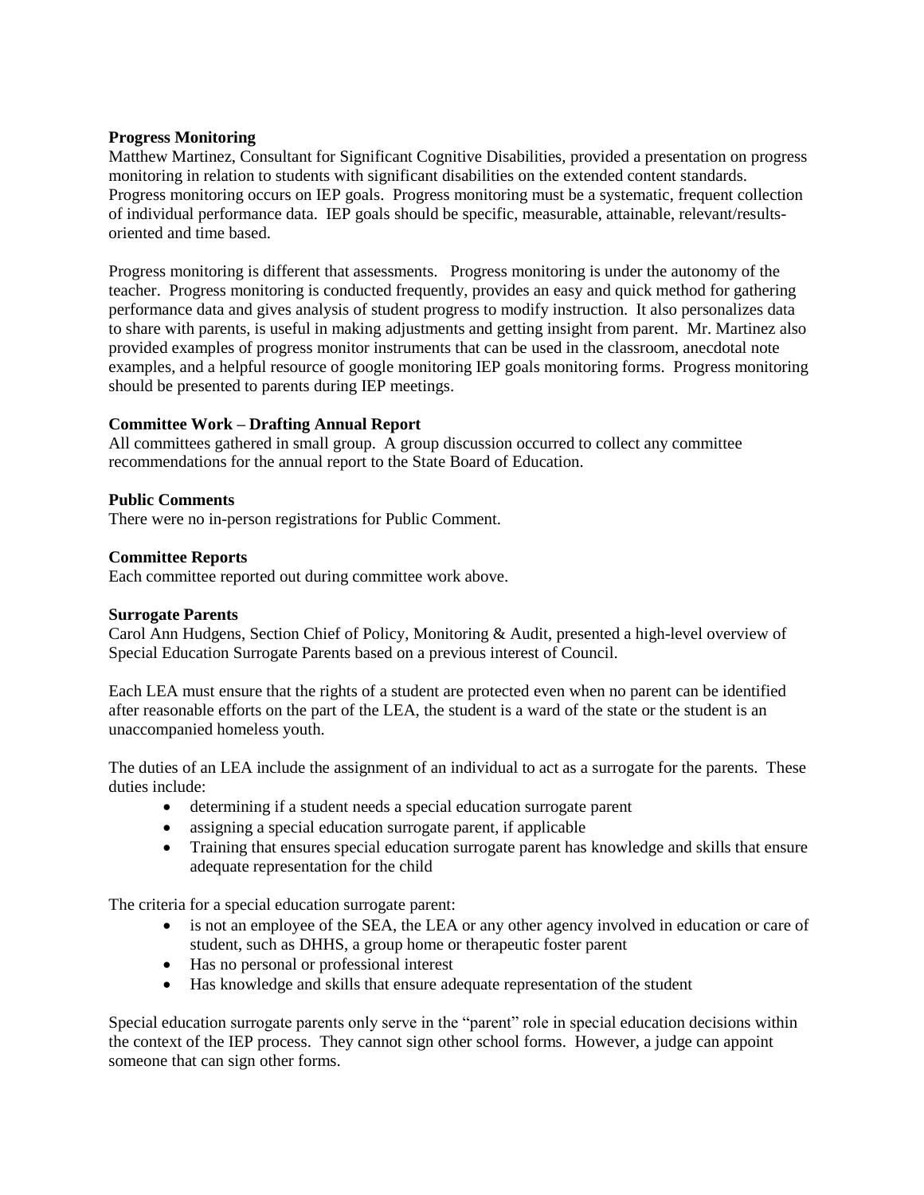**Progress Monitoring**

Matthew Martinez, Consultant for Significant Cognitive Disabilities, provided a presentation on progress monitoring in relation to students with significant disabilities on the extended content standards. Progress monitoring occurs on IEP goals. Progress monitoring must be a systematic, frequent collection of individual performance data. IEP goals should be specific, measurable, attainable, relevant/results-oriented and time based.

Progress monitoring is different that assessments. Progress monitoring is under the autonomy of the teacher. Progress monitoring is conducted frequently, provides an easy and quick method for gathering performance data and gives analysis of student progress to modify instruction. It also personalizes data to share with parents, is useful in making adjustments and getting insight from parent. Mr. Martinez also provided examples of progress monitor instruments that can be used in the classroom, anecdotal note examples, and a helpful resource of google monitoring IEP goals monitoring forms. Progress monitoring should be presented to parents during IEP meetings.

**Committee Work – Drafting Annual Report**

All committees gathered in small group. A group discussion occurred to collect any committee recommendations for the annual report to the State Board of Education.

**Public Comments**

There were no in-person registrations for Public Comment.

**Committee Reports**

Each committee reported out during committee work above.

**Surrogate Parents**

Carol Ann Hudgens, Section Chief of Policy, Monitoring & Audit, presented a high-level overview of Special Education Surrogate Parents based on a previous interest of Council.

Each LEA must ensure that the rights of a student are protected even when no parent can be identified after reasonable efforts on the part of the LEA, the student is a ward of the state or the student is an unaccompanied homeless youth.

The duties of an LEA include the assignment of an individual to act as a surrogate for the parents. These duties include:

- determining if a student needs a special education surrogate parent
- assigning a special education surrogate parent, if applicable
- Training that ensures special education surrogate parent has knowledge and skills that ensure adequate representation for the child

The criteria for a special education surrogate parent:

- is not an employee of the SEA, the LEA or any other agency involved in education or care of student, such as DHHS, a group home or therapeutic foster parent
- Has no personal or professional interest
- Has knowledge and skills that ensure adequate representation of the student

Special education surrogate parents only serve in the "parent" role in special education decisions within the context of the IEP process. They cannot sign other school forms. However, a judge can appoint someone that can sign other forms.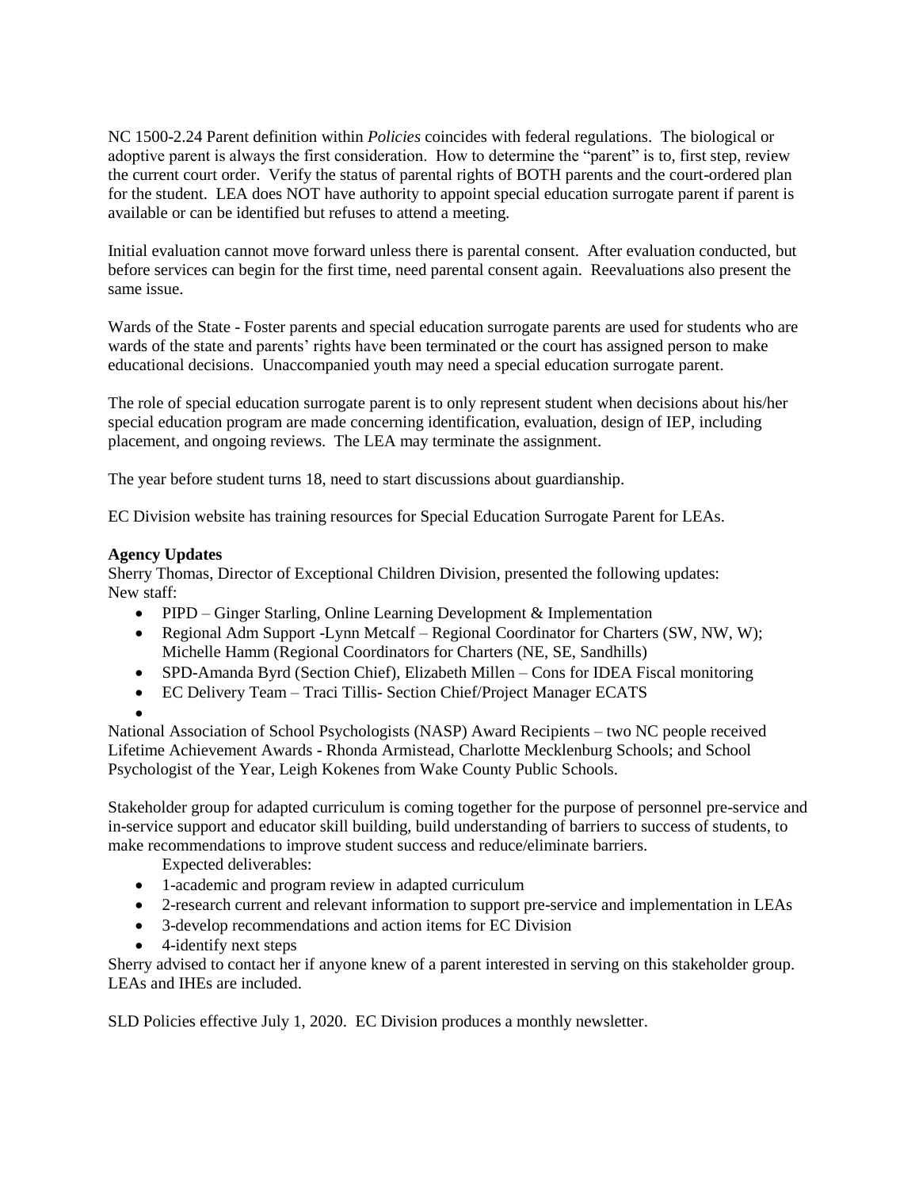NC 1500-2.24 Parent definition within *Policies* coincides with federal regulations. The biological or adoptive parent is always the first consideration. How to determine the "parent" is to, first step, review the current court order. Verify the status of parental rights of BOTH parents and the court-ordered plan for the student. LEA does NOT have authority to appoint special education surrogate parent if parent is available or can be identified but refuses to attend a meeting.

Initial evaluation cannot move forward unless there is parental consent. After evaluation conducted, but before services can begin for the first time, need parental consent again. Reevaluations also present the same issue.

Wards of the State - Foster parents and special education surrogate parents are used for students who are wards of the state and parents' rights have been terminated or the court has assigned person to make educational decisions. Unaccompanied youth may need a special education surrogate parent.

The role of special education surrogate parent is to only represent student when decisions about his/her special education program are made concerning identification, evaluation, design of IEP, including placement, and ongoing reviews. The LEA may terminate the assignment.

The year before student turns 18, need to start discussions about guardianship.

EC Division website has training resources for Special Education Surrogate Parent for LEAs.

**Agency Updates**
Sherry Thomas, Director of Exceptional Children Division, presented the following updates:
New staff:

- PIPD – Ginger Starling, Online Learning Development & Implementation
- Regional Adm Support -Lynn Metcalf – Regional Coordinator for Charters (SW, NW, W); Michelle Hamm (Regional Coordinators for Charters (NE, SE, Sandhills)
- SPD-Amanda Byrd (Section Chief), Elizabeth Millen – Cons for IDEA Fiscal monitoring
- EC Delivery Team – Traci Tillis- Section Chief/Project Manager ECATS
-

National Association of School Psychologists (NASP) Award Recipients – two NC people received Lifetime Achievement Awards - Rhonda Armistead, Charlotte Mecklenburg Schools; and School Psychologist of the Year, Leigh Kokenes from Wake County Public Schools.

Stakeholder group for adapted curriculum is coming together for the purpose of personnel pre-service and in-service support and educator skill building, build understanding of barriers to success of students, to make recommendations to improve student success and reduce/eliminate barriers.

Expected deliverables:

- 1-academic and program review in adapted curriculum
- 2-research current and relevant information to support pre-service and implementation in LEAs
- 3-develop recommendations and action items for EC Division
- 4-identify next steps

Sherry advised to contact her if anyone knew of a parent interested in serving on this stakeholder group. LEAs and IHEs are included.

SLD Policies effective July 1, 2020. EC Division produces a monthly newsletter.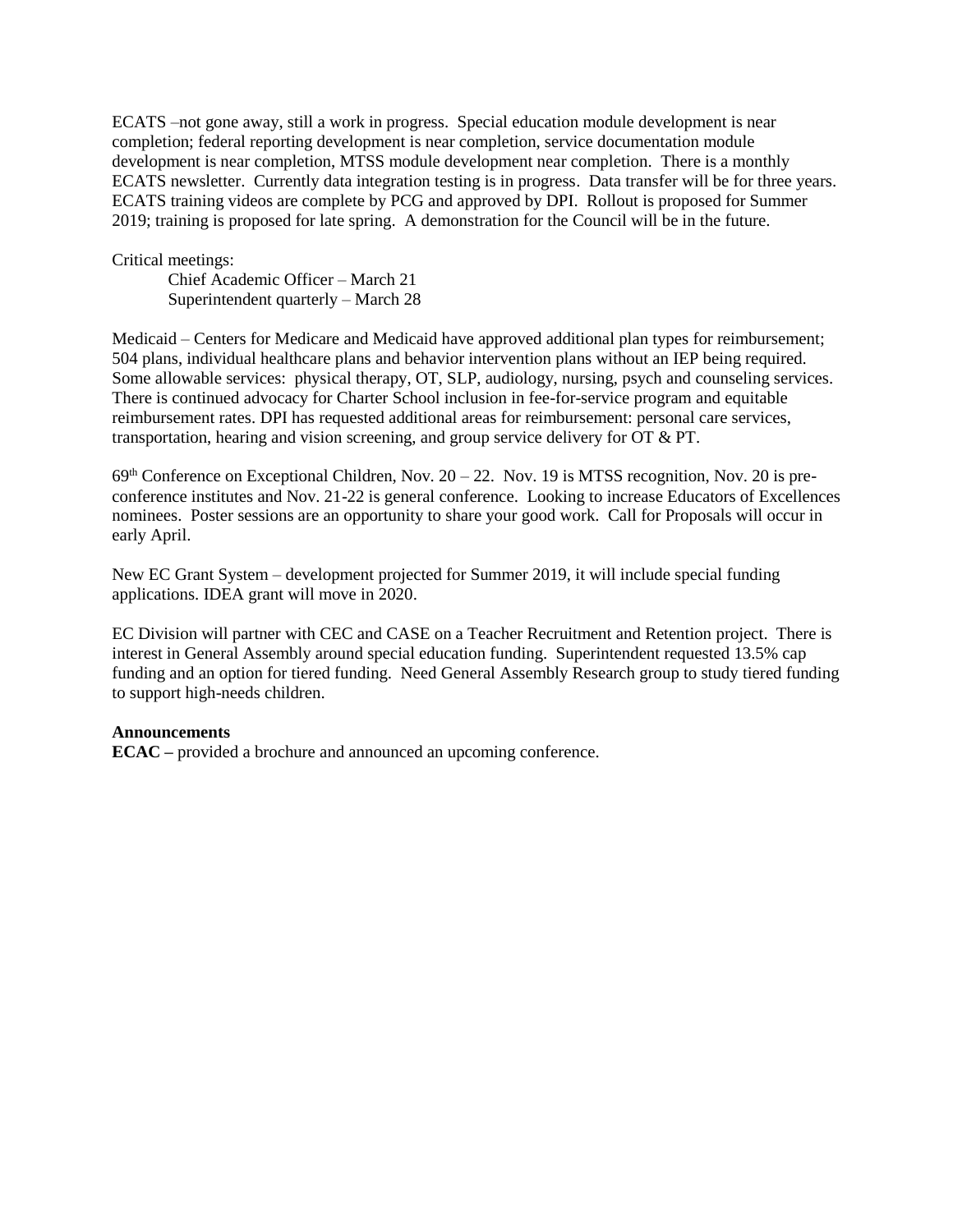ECATS –not gone away, still a work in progress. Special education module development is near completion; federal reporting development is near completion, service documentation module development is near completion, MTSS module development near completion. There is a monthly ECATS newsletter. Currently data integration testing is in progress. Data transfer will be for three years. ECATS training videos are complete by PCG and approved by DPI. Rollout is proposed for Summer 2019; training is proposed for late spring. A demonstration for the Council will be in the future.

Critical meetings:

Chief Academic Officer – March 21
Superintendent quarterly – March 28

Medicaid – Centers for Medicare and Medicaid have approved additional plan types for reimbursement; 504 plans, individual healthcare plans and behavior intervention plans without an IEP being required. Some allowable services: physical therapy, OT, SLP, audiology, nursing, psych and counseling services. There is continued advocacy for Charter School inclusion in fee-for-service program and equitable reimbursement rates. DPI has requested additional areas for reimbursement: personal care services, transportation, hearing and vision screening, and group service delivery for OT & PT.

69th Conference on Exceptional Children, Nov. 20 – 22. Nov. 19 is MTSS recognition, Nov. 20 is pre-conference institutes and Nov. 21-22 is general conference. Looking to increase Educators of Excellences nominees. Poster sessions are an opportunity to share your good work. Call for Proposals will occur in early April.

New EC Grant System – development projected for Summer 2019, it will include special funding applications. IDEA grant will move in 2020.

EC Division will partner with CEC and CASE on a Teacher Recruitment and Retention project. There is interest in General Assembly around special education funding. Superintendent requested 13.5% cap funding and an option for tiered funding. Need General Assembly Research group to study tiered funding to support high-needs children.

**Announcements**

**ECAC –** provided a brochure and announced an upcoming conference.